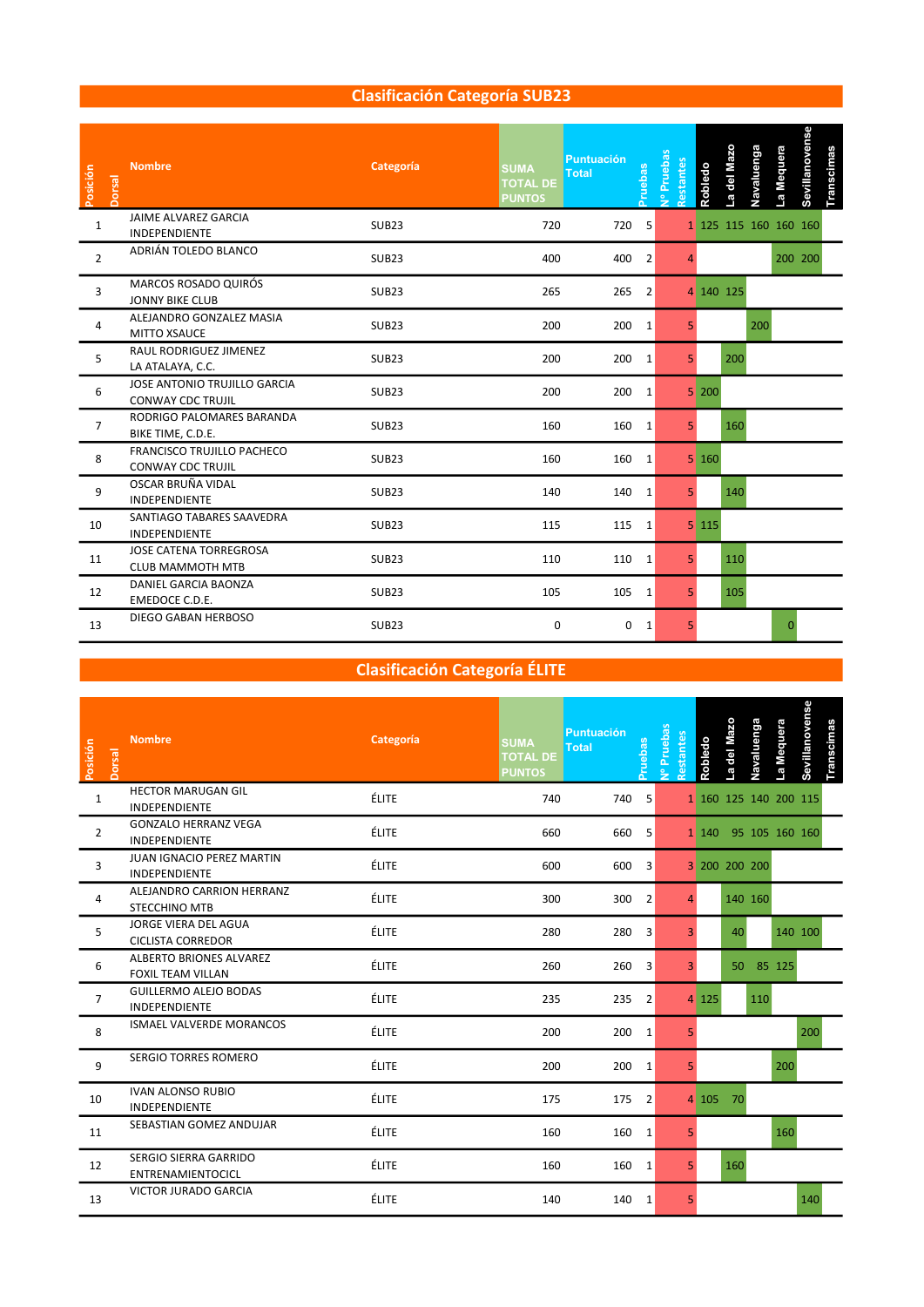## Clasificación Categoría SUB23

| Posición | Dorsal | Nombre | Categoría | SUMA TOTAL DE PUNTOS | Puntuación Total | Pruebas | Nº Pruebas Restantes | Robledo | La del Mazo | Navaluenga | La Mequera | Sevillanovense | Transcimas |
|---|---|---|---|---|---|---|---|---|---|---|---|---|---|
| 1 | | JAIME ALVAREZ GARCIA<br>INDEPENDIENTE | SUB23 | 720 | 720 | 5 | 1 | 125 | 115 | 160 | 160 | 160 | |
| 2 | | ADRIÁN TOLEDO BLANCO | SUB23 | 400 | 400 | 2 | 4 | | | | 200 | 200 | |
| 3 | | MARCOS ROSADO QUIRÓS<br>JONNY BIKE CLUB | SUB23 | 265 | 265 | 2 | 4 | 140 | 125 | | | | |
| 4 | | ALEJANDRO GONZALEZ MASIA<br>MITTO XSAUCE | SUB23 | 200 | 200 | 1 | 5 | | | 200 | | | |
| 5 | | RAUL RODRIGUEZ JIMENEZ<br>LA ATALAYA, C.C. | SUB23 | 200 | 200 | 1 | 5 | | 200 | | | | |
| 6 | | JOSE ANTONIO TRUJILLO GARCIA<br>CONWAY CDC TRUJIL | SUB23 | 200 | 200 | 1 | 5 | 200 | | | | | |
| 7 | | RODRIGO PALOMARES BARANDA<br>BIKE TIME, C.D.E. | SUB23 | 160 | 160 | 1 | 5 | | 160 | | | | |
| 8 | | FRANCISCO TRUJILLO PACHECO<br>CONWAY CDC TRUJIL | SUB23 | 160 | 160 | 1 | 5 | 160 | | | | | |
| 9 | | OSCAR BRUÑA VIDAL<br>INDEPENDIENTE | SUB23 | 140 | 140 | 1 | 5 | | 140 | | | | |
| 10 | | SANTIAGO TABARES SAAVEDRA<br>INDEPENDIENTE | SUB23 | 115 | 115 | 1 | 5 | 115 | | | | | |
| 11 | | JOSE CATENA TORREGROSA<br>CLUB MAMMOTH MTB | SUB23 | 110 | 110 | 1 | 5 | | 110 | | | | |
| 12 | | DANIEL GARCIA BAONZA<br>EMEDOCE C.D.E. | SUB23 | 105 | 105 | 1 | 5 | | 105 | | | | |
| 13 | | DIEGO GABAN HERBOSO | SUB23 | 0 | 0 | 1 | 5 | | | | 0 | | |

## Clasificación Categoría ÉLITE

| Posición | Dorsal | Nombre | Categoría | SUMA TOTAL DE PUNTOS | Puntuación Total | Pruebas | Nº Pruebas Restantes | Robledo | La del Mazo | Navaluenga | La Mequera | Sevillanovense | Transcimas |
|---|---|---|---|---|---|---|---|---|---|---|---|---|---|
| 1 | | HECTOR MARUGAN GIL<br>INDEPENDIENTE | ÉLITE | 740 | 740 | 5 | 1 | 160 | 125 | 140 | 200 | 115 | |
| 2 | | GONZALO HERRANZ VEGA<br>INDEPENDIENTE | ÉLITE | 660 | 660 | 5 | 1 | 140 | 95 | 105 | 160 | 160 | |
| 3 | | JUAN IGNACIO PEREZ MARTIN<br>INDEPENDIENTE | ÉLITE | 600 | 600 | 3 | 3 | 200 | 200 | 200 | | | |
| 4 | | ALEJANDRO CARRION HERRANZ<br>STECCHINO MTB | ÉLITE | 300 | 300 | 2 | 4 | | 140 | 160 | | | |
| 5 | | JORGE VIERA DEL AGUA<br>CICLISTA CORREDOR | ÉLITE | 280 | 280 | 3 | 3 | | 40 | | 140 | 100 | |
| 6 | | ALBERTO BRIONES ALVAREZ<br>FOXIL TEAM VILLAN | ÉLITE | 260 | 260 | 3 | 3 | | 50 | 85 | 125 | | |
| 7 | | GUILLERMO ALEJO BODAS<br>INDEPENDIENTE | ÉLITE | 235 | 235 | 2 | 4 | 125 | | 110 | | | |
| 8 | | ISMAEL VALVERDE MORANCOS | ÉLITE | 200 | 200 | 1 | 5 | | | | | 200 | |
| 9 | | SERGIO TORRES ROMERO | ÉLITE | 200 | 200 | 1 | 5 | | | | 200 | | |
| 10 | | IVAN ALONSO RUBIO<br>INDEPENDIENTE | ÉLITE | 175 | 175 | 2 | 4 | 105 | 70 | | | | |
| 11 | | SEBASTIAN GOMEZ ANDUJAR | ÉLITE | 160 | 160 | 1 | 5 | | | | 160 | | |
| 12 | | SERGIO SIERRA GARRIDO<br>ENTRENAMIENTOCICL | ÉLITE | 160 | 160 | 1 | 5 | | 160 | | | | |
| 13 | | VICTOR JURADO GARCIA | ÉLITE | 140 | 140 | 1 | 5 | | | | | 140 | |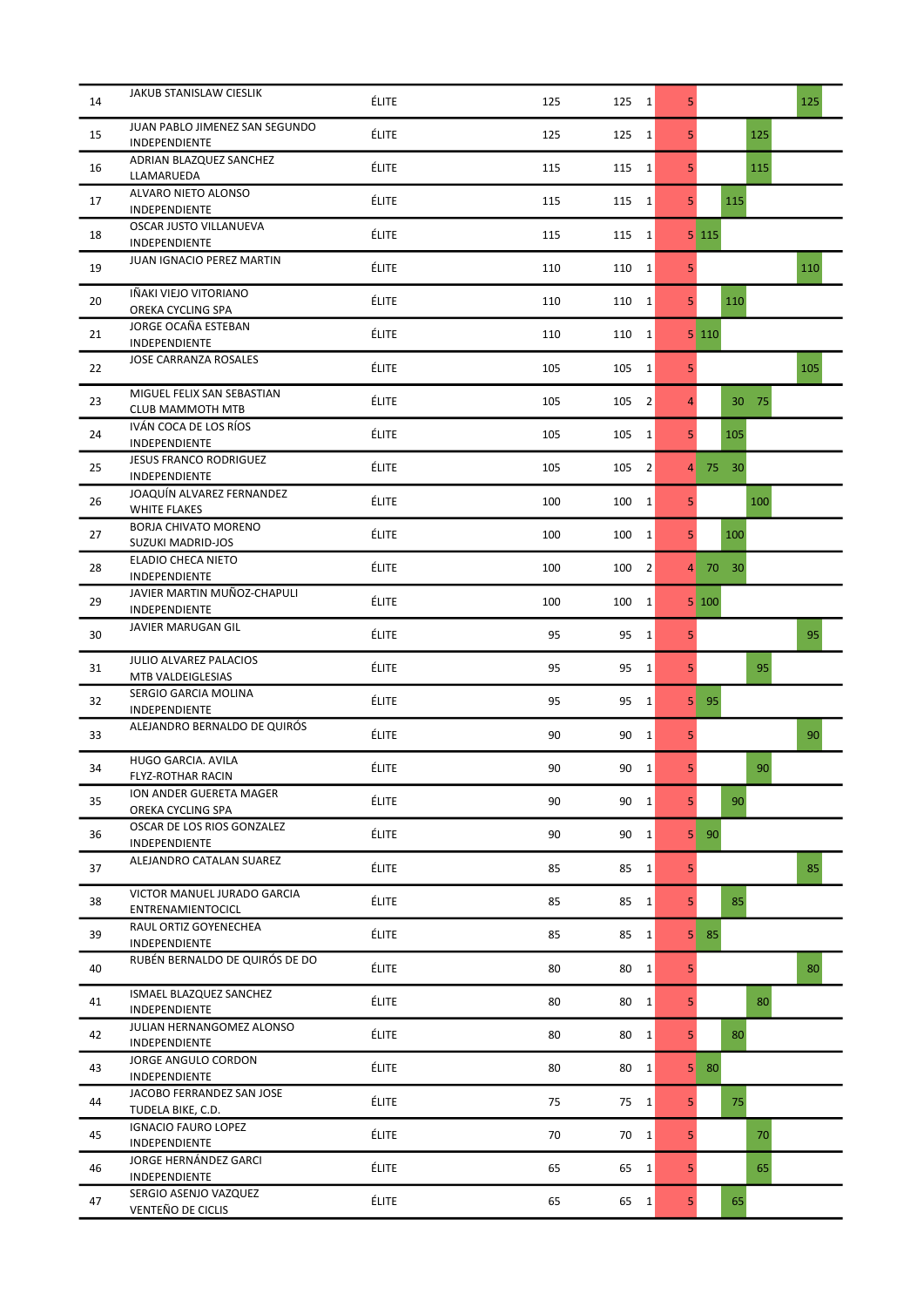| | | | | | | | | | | | |
|---|---|---|---|---|---|---|---|---|---|---|---|
| 14 | JAKUB STANISLAW CIESLIK | | ÉLITE | 125 | 125 | 1 | 5 | | | | 125 |
| 15 | JUAN PABLO JIMENEZ SAN SEGUNDO | INDEPENDIENTE | ÉLITE | 125 | 125 | 1 | 5 | | | 125 | |
| 16 | ADRIAN BLAZQUEZ SANCHEZ | LLAMARUEDA | ÉLITE | 115 | 115 | 1 | 5 | | | 115 | |
| 17 | ALVARO NIETO ALONSO | INDEPENDIENTE | ÉLITE | 115 | 115 | 1 | 5 | | 115 | | |
| 18 | OSCAR JUSTO VILLANUEVA | INDEPENDIENTE | ÉLITE | 115 | 115 | 1 | 5 | 115 | | | |
| 19 | JUAN IGNACIO PEREZ MARTIN | | ÉLITE | 110 | 110 | 1 | 5 | | | | 110 |
| 20 | IÑAKI VIEJO VITORIANO | OREKA CYCLING SPA | ÉLITE | 110 | 110 | 1 | 5 | | 110 | | |
| 21 | JORGE OCAÑA ESTEBAN | INDEPENDIENTE | ÉLITE | 110 | 110 | 1 | 5 | 110 | | | |
| 22 | JOSE CARRANZA ROSALES | | ÉLITE | 105 | 105 | 1 | 5 | | | | 105 |
| 23 | MIGUEL FELIX SAN SEBASTIAN | CLUB MAMMOTH MTB | ÉLITE | 105 | 105 | 2 | 4 | | 30 | 75 | |
| 24 | IVÁN COCA DE LOS RÍOS | INDEPENDIENTE | ÉLITE | 105 | 105 | 1 | 5 | | 105 | | |
| 25 | JESUS FRANCO RODRIGUEZ | INDEPENDIENTE | ÉLITE | 105 | 105 | 2 | 4 | 75 | 30 | | |
| 26 | JOAQUÍN ALVAREZ FERNANDEZ | WHITE FLAKES | ÉLITE | 100 | 100 | 1 | 5 | | | 100 | |
| 27 | BORJA CHIVATO MORENO | SUZUKI MADRID-JOS | ÉLITE | 100 | 100 | 1 | 5 | | 100 | | |
| 28 | ELADIO CHECA NIETO | INDEPENDIENTE | ÉLITE | 100 | 100 | 2 | 4 | 70 | 30 | | |
| 29 | JAVIER MARTIN MUÑOZ-CHAPULI | INDEPENDIENTE | ÉLITE | 100 | 100 | 1 | 5 | 100 | | | |
| 30 | JAVIER MARUGAN GIL | | ÉLITE | 95 | 95 | 1 | 5 | | | | 95 |
| 31 | JULIO ALVAREZ PALACIOS | MTB VALDEIGLESIAS | ÉLITE | 95 | 95 | 1 | 5 | | | 95 | |
| 32 | SERGIO GARCIA MOLINA | INDEPENDIENTE | ÉLITE | 95 | 95 | 1 | 5 | 95 | | | |
| 33 | ALEJANDRO BERNALDO DE QUIRÓS | | ÉLITE | 90 | 90 | 1 | 5 | | | | 90 |
| 34 | HUGO GARCIA. AVILA | FLYZ-ROTHAR RACIN | ÉLITE | 90 | 90 | 1 | 5 | | | 90 | |
| 35 | ION ANDER GUERETA MAGER | OREKA CYCLING SPA | ÉLITE | 90 | 90 | 1 | 5 | | 90 | | |
| 36 | OSCAR DE LOS RIOS GONZALEZ | INDEPENDIENTE | ÉLITE | 90 | 90 | 1 | 5 | 90 | | | |
| 37 | ALEJANDRO CATALAN SUAREZ | | ÉLITE | 85 | 85 | 1 | 5 | | | | 85 |
| 38 | VICTOR MANUEL JURADO GARCIA | ENTRENAMIENTOCICL | ÉLITE | 85 | 85 | 1 | 5 | | 85 | | |
| 39 | RAUL ORTIZ GOYENECHEA | INDEPENDIENTE | ÉLITE | 85 | 85 | 1 | 5 | 85 | | | |
| 40 | RUBÉN BERNALDO DE QUIRÓS DE DO | | ÉLITE | 80 | 80 | 1 | 5 | | | | 80 |
| 41 | ISMAEL BLAZQUEZ SANCHEZ | INDEPENDIENTE | ÉLITE | 80 | 80 | 1 | 5 | | | 80 | |
| 42 | JULIAN HERNANGOMEZ ALONSO | INDEPENDIENTE | ÉLITE | 80 | 80 | 1 | 5 | | 80 | | |
| 43 | JORGE ANGULO CORDON | INDEPENDIENTE | ÉLITE | 80 | 80 | 1 | 5 | 80 | | | |
| 44 | JACOBO FERRANDEZ SAN JOSE | TUDELA BIKE, C.D. | ÉLITE | 75 | 75 | 1 | 5 | | 75 | | |
| 45 | IGNACIO FAURO LOPEZ | INDEPENDIENTE | ÉLITE | 70 | 70 | 1 | 5 | | | 70 | |
| 46 | JORGE HERNÁNDEZ GARCI | INDEPENDIENTE | ÉLITE | 65 | 65 | 1 | 5 | | | 65 | |
| 47 | SERGIO ASENJO VAZQUEZ | VENTEÑO DE CICLIS | ÉLITE | 65 | 65 | 1 | 5 | | 65 | | |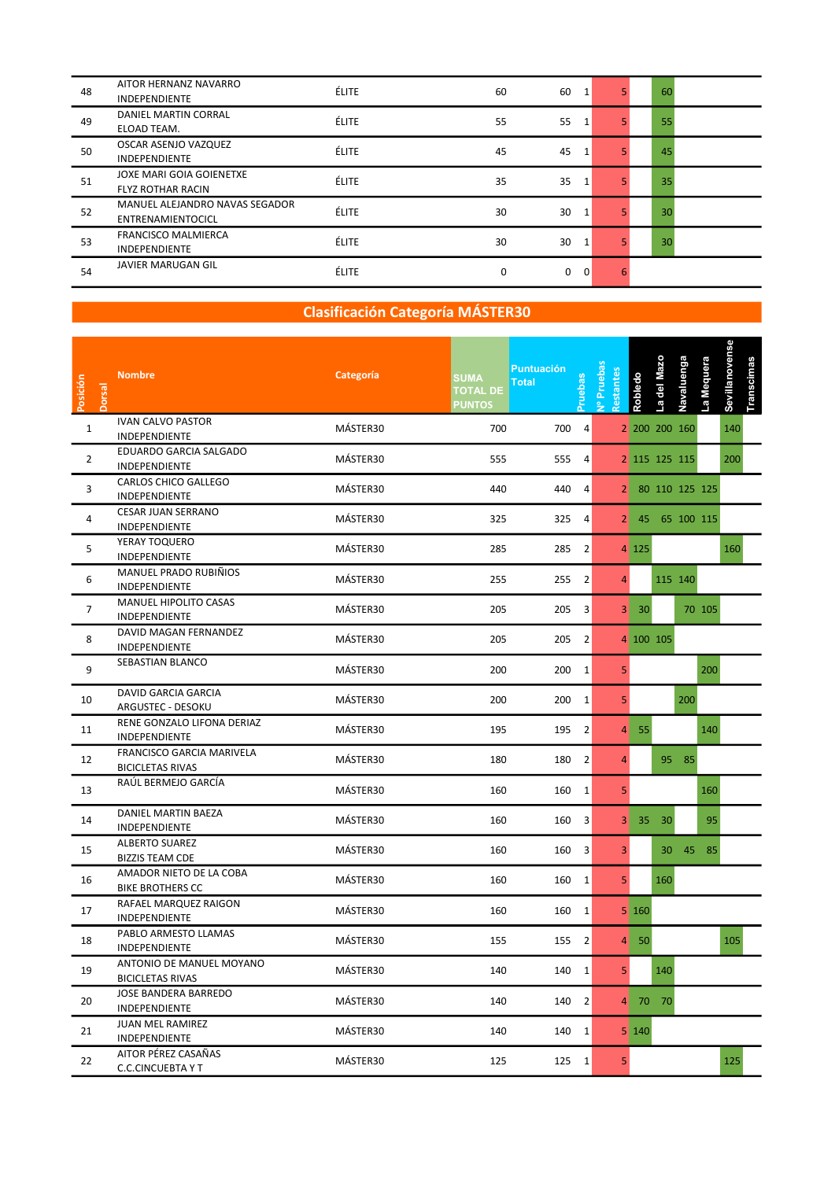| Posición | Dorsal | Nombre | Categoría | SUMA TOTAL DE PUNTOS | Puntuación Total | Pruebas | Nº Pruebas Restantes | Robledo | La del Mazo | Navaluenga | La Mequera | Sevillanovense | Transcimas |
|---|---|---|---|---|---|---|---|---|---|---|---|---|---|
| 48 | | AITOR HERNANZ NAVARRO<br>INDEPENDIENTE | ÉLITE | 60 | 60 | 1 | 5 | | 60 | | | | |
| 49 | | DANIEL MARTIN CORRAL<br>ELOAD TEAM. | ÉLITE | 55 | 55 | 1 | 5 | | 55 | | | | |
| 50 | | OSCAR ASENJO VAZQUEZ<br>INDEPENDIENTE | ÉLITE | 45 | 45 | 1 | 5 | | 45 | | | | |
| 51 | | JOXE MARI GOIA GOIENETXE<br>FLYZ ROTHAR RACIN | ÉLITE | 35 | 35 | 1 | 5 | | 35 | | | | |
| 52 | | MANUEL ALEJANDRO NAVAS SEGADOR<br>ENTRENAMIENTOCICL | ÉLITE | 30 | 30 | 1 | 5 | | 30 | | | | |
| 53 | | FRANCISCO MALMIERCA<br>INDEPENDIENTE | ÉLITE | 30 | 30 | 1 | 5 | | 30 | | | | |
| 54 | | JAVIER MARUGAN GIL | ÉLITE | 0 | 0 | 0 | 6 | | | | | | |

## Clasificación Categoría MÁSTER30

| Posición | Dorsal | Nombre | Categoría | SUMA TOTAL DE PUNTOS | Puntuación Total | Pruebas | Nº Pruebas Restantes | Robledo | La del Mazo | Navaluenga | La Mequera | Sevillanovense | Transcimas |
|---|---|---|---|---|---|---|---|---|---|---|---|---|---|
| 1 | | IVAN CALVO PASTOR<br>INDEPENDIENTE | MÁSTER30 | 700 | 700 | 4 | 2 | 200 | 200 | 160 | | 140 | |
| 2 | | EDUARDO GARCIA SALGADO<br>INDEPENDIENTE | MÁSTER30 | 555 | 555 | 4 | 2 | 115 | 125 | 115 | | 200 | |
| 3 | | CARLOS CHICO GALLEGO<br>INDEPENDIENTE | MÁSTER30 | 440 | 440 | 4 | 2 | 80 | 110 | 125 | 125 | | |
| 4 | | CESAR JUAN SERRANO<br>INDEPENDIENTE | MÁSTER30 | 325 | 325 | 4 | 2 | 45 | 65 | 100 | 115 | | |
| 5 | | YERAY TOQUERO<br>INDEPENDIENTE | MÁSTER30 | 285 | 285 | 2 | 4 | 125 | | | | 160 | |
| 6 | | MANUEL PRADO RUBIÑIOS<br>INDEPENDIENTE | MÁSTER30 | 255 | 255 | 2 | 4 | | 115 | 140 | | | |
| 7 | | MANUEL HIPOLITO CASAS<br>INDEPENDIENTE | MÁSTER30 | 205 | 205 | 3 | 3 | 30 | | 70 | 105 | | |
| 8 | | DAVID MAGAN FERNANDEZ<br>INDEPENDIENTE | MÁSTER30 | 205 | 205 | 2 | 4 | 100 | 105 | | | | |
| 9 | | SEBASTIAN BLANCO | MÁSTER30 | 200 | 200 | 1 | 5 | | | | 200 | | |
| 10 | | DAVID GARCIA GARCIA<br>ARGUSTEC - DESOKU | MÁSTER30 | 200 | 200 | 1 | 5 | | | 200 | | | |
| 11 | | RENE GONZALO LIFONA DERIAZ<br>INDEPENDIENTE | MÁSTER30 | 195 | 195 | 2 | 4 | 55 | | | 140 | | |
| 12 | | FRANCISCO GARCIA MARIVELA<br>BICICLETAS RIVAS | MÁSTER30 | 180 | 180 | 2 | 4 | | 95 | 85 | | | |
| 13 | | RAÚL BERMEJO GARCÍA | MÁSTER30 | 160 | 160 | 1 | 5 | | | | 160 | | |
| 14 | | DANIEL MARTIN BAEZA<br>INDEPENDIENTE | MÁSTER30 | 160 | 160 | 3 | 3 | 35 | 30 | | 95 | | |
| 15 | | ALBERTO SUAREZ<br>BIZZIS TEAM CDE | MÁSTER30 | 160 | 160 | 3 | 3 | | 30 | 45 | 85 | | |
| 16 | | AMADOR NIETO DE LA COBA<br>BIKE BROTHERS CC | MÁSTER30 | 160 | 160 | 1 | 5 | | 160 | | | | |
| 17 | | RAFAEL MARQUEZ RAIGON<br>INDEPENDIENTE | MÁSTER30 | 160 | 160 | 1 | 5 | 160 | | | | | |
| 18 | | PABLO ARMESTO LLAMAS<br>INDEPENDIENTE | MÁSTER30 | 155 | 155 | 2 | 4 | 50 | | | | 105 | |
| 19 | | ANTONIO DE MANUEL MOYANO<br>BICICLETAS RIVAS | MÁSTER30 | 140 | 140 | 1 | 5 | | 140 | | | | |
| 20 | | JOSE BANDERA BARREDO<br>INDEPENDIENTE | MÁSTER30 | 140 | 140 | 2 | 4 | 70 | 70 | | | | |
| 21 | | JUAN MEL RAMIREZ<br>INDEPENDIENTE | MÁSTER30 | 140 | 140 | 1 | 5 | 140 | | | | | |
| 22 | | AITOR PÉREZ CASAÑAS<br>C.C.CINCUEBTA Y T | MÁSTER30 | 125 | 125 | 1 | 5 | | | | | 125 | |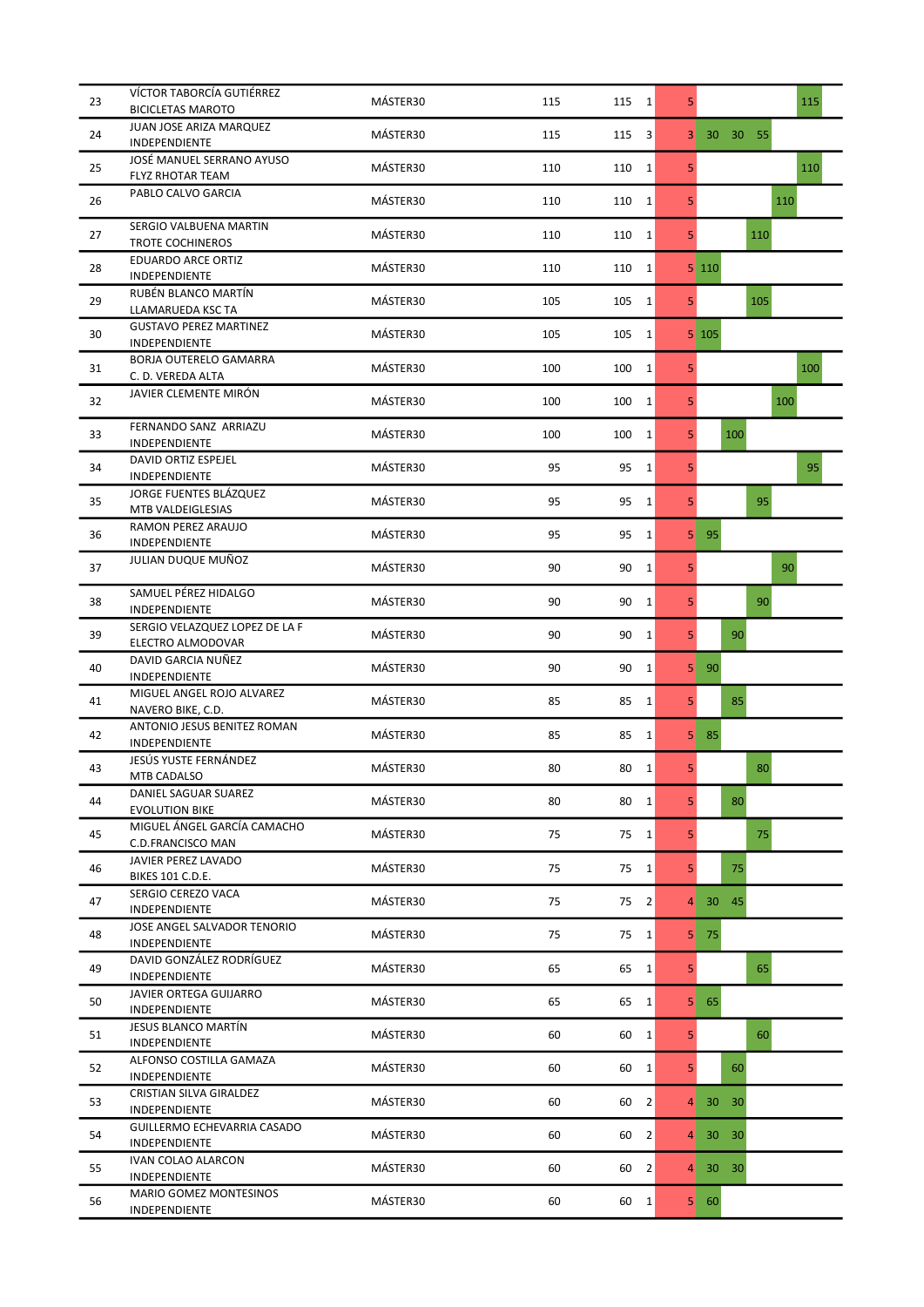| | | | | | | | | | | | | |
|---|---|---|---|---|---|---|---|---|---|---|---|---|
| 23 | VÍCTOR TABORCÍA GUTIÉRREZ | BICICLETAS MAROTO | MÁSTER30 | 115 | 115 | 1 | 5 | | | | | 115 |
| 24 | JUAN JOSE ARIZA MARQUEZ | INDEPENDIENTE | MÁSTER30 | 115 | 115 | 3 | 3 | 30 | 30 | 55 | | |
| 25 | JOSÉ MANUEL SERRANO AYUSO | FLYZ RHOTAR TEAM | MÁSTER30 | 110 | 110 | 1 | 5 | | | | | 110 |
| 26 | PABLO CALVO GARCIA | | MÁSTER30 | 110 | 110 | 1 | 5 | | | | 110 | |
| 27 | SERGIO VALBUENA MARTIN | TROTE COCHINEROS | MÁSTER30 | 110 | 110 | 1 | 5 | | | 110 | | |
| 28 | EDUARDO ARCE ORTIZ | INDEPENDIENTE | MÁSTER30 | 110 | 110 | 1 | 5 | 110 | | | | |
| 29 | RUBÉN BLANCO MARTÍN | LLAMARUEDA KSC TA | MÁSTER30 | 105 | 105 | 1 | 5 | | | 105 | | |
| 30 | GUSTAVO PEREZ MARTINEZ | INDEPENDIENTE | MÁSTER30 | 105 | 105 | 1 | 5 | 105 | | | | |
| 31 | BORJA OUTERELO GAMARRA | C. D. VEREDA ALTA | MÁSTER30 | 100 | 100 | 1 | 5 | | | | | 100 |
| 32 | JAVIER CLEMENTE MIRÓN | | MÁSTER30 | 100 | 100 | 1 | 5 | | | | 100 | |
| 33 | FERNANDO SANZ ARRIAZU | INDEPENDIENTE | MÁSTER30 | 100 | 100 | 1 | 5 | | 100 | | | |
| 34 | DAVID ORTIZ ESPEJEL | INDEPENDIENTE | MÁSTER30 | 95 | 95 | 1 | 5 | | | | | 95 |
| 35 | JORGE FUENTES BLÁZQUEZ | MTB VALDEIGLESIAS | MÁSTER30 | 95 | 95 | 1 | 5 | | | 95 | | |
| 36 | RAMON PEREZ ARAUJO | INDEPENDIENTE | MÁSTER30 | 95 | 95 | 1 | 5 | 95 | | | | |
| 37 | JULIAN DUQUE MUÑOZ | | MÁSTER30 | 90 | 90 | 1 | 5 | | | | 90 | |
| 38 | SAMUEL PÉREZ HIDALGO | INDEPENDIENTE | MÁSTER30 | 90 | 90 | 1 | 5 | | | 90 | | |
| 39 | SERGIO VELAZQUEZ LOPEZ DE LA F | ELECTRO ALMODOVAR | MÁSTER30 | 90 | 90 | 1 | 5 | | 90 | | | |
| 40 | DAVID GARCIA NUÑEZ | INDEPENDIENTE | MÁSTER30 | 90 | 90 | 1 | 5 | 90 | | | | |
| 41 | MIGUEL ANGEL ROJO ALVAREZ | NAVERO BIKE, C.D. | MÁSTER30 | 85 | 85 | 1 | 5 | | 85 | | | |
| 42 | ANTONIO JESUS BENITEZ ROMAN | INDEPENDIENTE | MÁSTER30 | 85 | 85 | 1 | 5 | 85 | | | | |
| 43 | JESÚS YUSTE FERNÁNDEZ | MTB CADALSO | MÁSTER30 | 80 | 80 | 1 | 5 | | | 80 | | |
| 44 | DANIEL SAGUAR SUAREZ | EVOLUTION BIKE | MÁSTER30 | 80 | 80 | 1 | 5 | | 80 | | | |
| 45 | MIGUEL ÁNGEL GARCÍA CAMACHO | C.D.FRANCISCO MAN | MÁSTER30 | 75 | 75 | 1 | 5 | | | 75 | | |
| 46 | JAVIER PEREZ LAVADO | BIKES 101 C.D.E. | MÁSTER30 | 75 | 75 | 1 | 5 | | 75 | | | |
| 47 | SERGIO CEREZO VACA | INDEPENDIENTE | MÁSTER30 | 75 | 75 | 2 | 4 | 30 | 45 | | | |
| 48 | JOSE ANGEL SALVADOR TENORIO | INDEPENDIENTE | MÁSTER30 | 75 | 75 | 1 | 5 | 75 | | | | |
| 49 | DAVID GONZÁLEZ RODRÍGUEZ | INDEPENDIENTE | MÁSTER30 | 65 | 65 | 1 | 5 | | | 65 | | |
| 50 | JAVIER ORTEGA GUIJARRO | INDEPENDIENTE | MÁSTER30 | 65 | 65 | 1 | 5 | 65 | | | | |
| 51 | JESUS BLANCO MARTÍN | INDEPENDIENTE | MÁSTER30 | 60 | 60 | 1 | 5 | | | 60 | | |
| 52 | ALFONSO COSTILLA GAMAZA | INDEPENDIENTE | MÁSTER30 | 60 | 60 | 1 | 5 | | 60 | | | |
| 53 | CRISTIAN SILVA GIRALDEZ | INDEPENDIENTE | MÁSTER30 | 60 | 60 | 2 | 4 | 30 | 30 | | | |
| 54 | GUILLERMO ECHEVARRIA CASADO | INDEPENDIENTE | MÁSTER30 | 60 | 60 | 2 | 4 | 30 | 30 | | | |
| 55 | IVAN COLAO ALARCON | INDEPENDIENTE | MÁSTER30 | 60 | 60 | 2 | 4 | 30 | 30 | | | |
| 56 | MARIO GOMEZ MONTESINOS | INDEPENDIENTE | MÁSTER30 | 60 | 60 | 1 | 5 | 60 | | | | |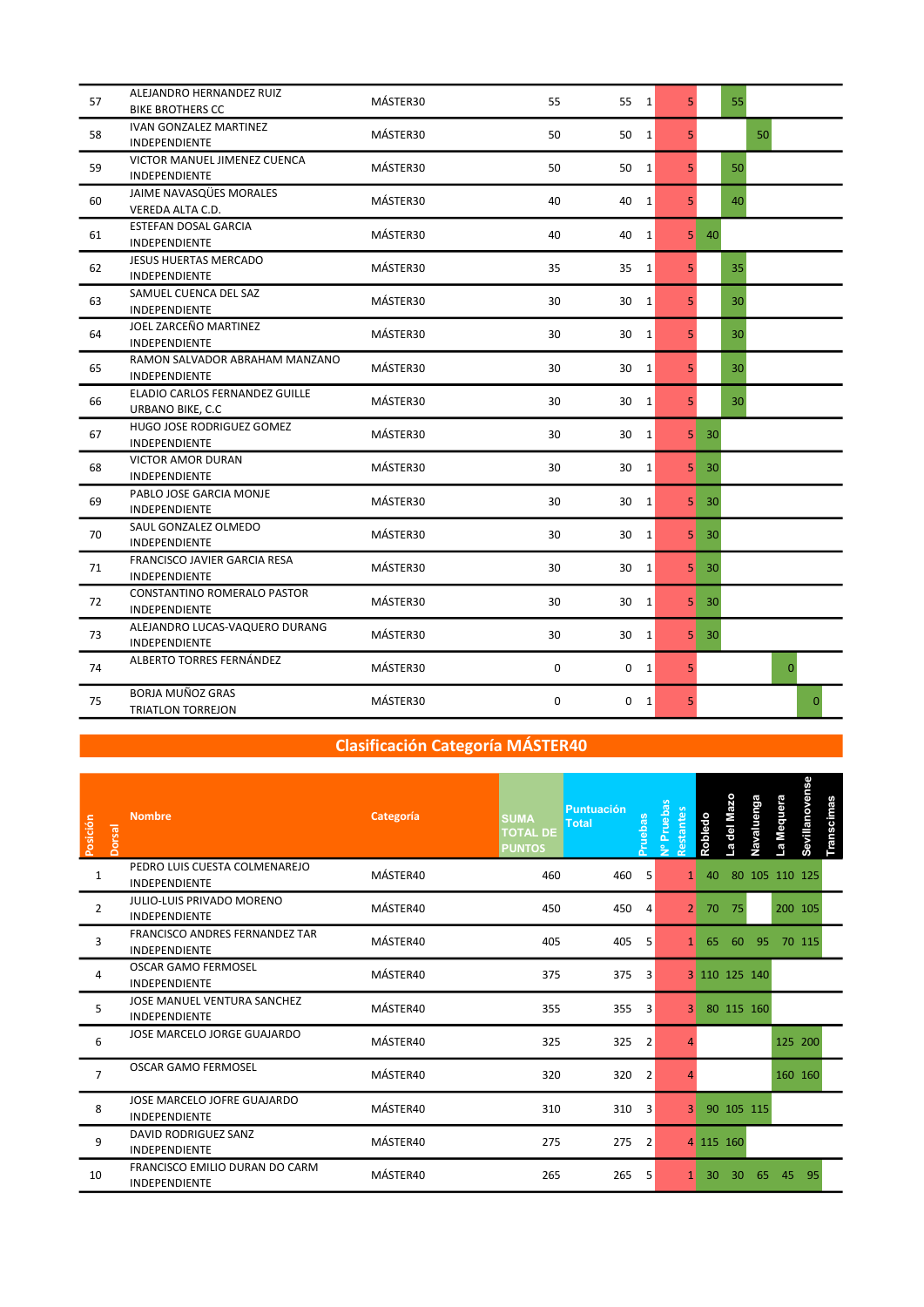| Posición | Dorsal | Nombre | Categoría | SUMA TOTAL DE PUNTOS | Puntuación Total | Pruebas | Nº Pruebas Restantes | Robledo | La del Mazo | Navaluenga | La Mequera | Sevillanovense | Transcimas |
|---|---|---|---|---|---|---|---|---|---|---|---|---|---|
| 57 | | ALEJANDRO HERNANDEZ RUIZ<br>BIKE BROTHERS CC | MÁSTER30 | 55 | 55 | 1 | 5 | | 55 | | | | |
| 58 | | IVAN GONZALEZ MARTINEZ<br>INDEPENDIENTE | MÁSTER30 | 50 | 50 | 1 | 5 | | | 50 | | | |
| 59 | | VICTOR MANUEL JIMENEZ CUENCA<br>INDEPENDIENTE | MÁSTER30 | 50 | 50 | 1 | 5 | | 50 | | | | |
| 60 | | JAIME NAVASQÜES MORALES<br>VEREDA ALTA C.D. | MÁSTER30 | 40 | 40 | 1 | 5 | | 40 | | | | |
| 61 | | ESTEFAN DOSAL GARCIA<br>INDEPENDIENTE | MÁSTER30 | 40 | 40 | 1 | 5 | 40 | | | | | |
| 62 | | JESUS HUERTAS MERCADO<br>INDEPENDIENTE | MÁSTER30 | 35 | 35 | 1 | 5 | | 35 | | | | |
| 63 | | SAMUEL CUENCA DEL SAZ<br>INDEPENDIENTE | MÁSTER30 | 30 | 30 | 1 | 5 | | 30 | | | | |
| 64 | | JOEL ZARCEÑO MARTINEZ<br>INDEPENDIENTE | MÁSTER30 | 30 | 30 | 1 | 5 | | 30 | | | | |
| 65 | | RAMON SALVADOR ABRAHAM MANZANO<br>INDEPENDIENTE | MÁSTER30 | 30 | 30 | 1 | 5 | | 30 | | | | |
| 66 | | ELADIO CARLOS FERNANDEZ GUILLE<br>URBANO BIKE, C.C | MÁSTER30 | 30 | 30 | 1 | 5 | | 30 | | | | |
| 67 | | HUGO JOSE RODRIGUEZ GOMEZ<br>INDEPENDIENTE | MÁSTER30 | 30 | 30 | 1 | 5 | 30 | | | | | |
| 68 | | VICTOR AMOR DURAN<br>INDEPENDIENTE | MÁSTER30 | 30 | 30 | 1 | 5 | 30 | | | | | |
| 69 | | PABLO JOSE GARCIA MONJE<br>INDEPENDIENTE | MÁSTER30 | 30 | 30 | 1 | 5 | 30 | | | | | |
| 70 | | SAUL GONZALEZ OLMEDO<br>INDEPENDIENTE | MÁSTER30 | 30 | 30 | 1 | 5 | 30 | | | | | |
| 71 | | FRANCISCO JAVIER GARCIA RESA<br>INDEPENDIENTE | MÁSTER30 | 30 | 30 | 1 | 5 | 30 | | | | | |
| 72 | | CONSTANTINO ROMERALO PASTOR<br>INDEPENDIENTE | MÁSTER30 | 30 | 30 | 1 | 5 | 30 | | | | | |
| 73 | | ALEJANDRO LUCAS-VAQUERO DURANG<br>INDEPENDIENTE | MÁSTER30 | 30 | 30 | 1 | 5 | 30 | | | | | |
| 74 | | ALBERTO TORRES FERNÁNDEZ | MÁSTER30 | 0 | 0 | 1 | 5 | | | | 0 | | |
| 75 | | BORJA MUÑOZ GRAS<br>TRIATLON TORREJON | MÁSTER30 | 0 | 0 | 1 | 5 | | | | | 0 | |

## Clasificación Categoría MÁSTER40

| Posición | Dorsal | Nombre | Categoría | SUMA TOTAL DE PUNTOS | Puntuación Total | Pruebas | Nº Pruebas Restantes | Robledo | La del Mazo | Navaluenga | La Mequera | Sevillanovense | Transcimas |
|---|---|---|---|---|---|---|---|---|---|---|---|---|---|
| 1 | | PEDRO LUIS CUESTA COLMENAREJO<br>INDEPENDIENTE | MÁSTER40 | 460 | 460 | 5 | 1 | 40 | 80 | 105 | 110 | 125 | |
| 2 | | JULIO-LUIS PRIVADO MORENO<br>INDEPENDIENTE | MÁSTER40 | 450 | 450 | 4 | 2 | 70 | 75 | | 200 | 105 | |
| 3 | | FRANCISCO ANDRES FERNANDEZ TAR<br>INDEPENDIENTE | MÁSTER40 | 405 | 405 | 5 | 1 | 65 | 60 | 95 | 70 | 115 | |
| 4 | | OSCAR GAMO FERMOSEL<br>INDEPENDIENTE | MÁSTER40 | 375 | 375 | 3 | 3 | 110 | 125 | 140 | | | |
| 5 | | JOSE MANUEL VENTURA SANCHEZ<br>INDEPENDIENTE | MÁSTER40 | 355 | 355 | 3 | 3 | 80 | 115 | 160 | | | |
| 6 | | JOSE MARCELO JORGE GUAJARDO | MÁSTER40 | 325 | 325 | 2 | 4 | | | | 125 | 200 | |
| 7 | | OSCAR GAMO FERMOSEL | MÁSTER40 | 320 | 320 | 2 | 4 | | | | 160 | 160 | |
| 8 | | JOSE MARCELO JOFRE GUAJARDO<br>INDEPENDIENTE | MÁSTER40 | 310 | 310 | 3 | 3 | 90 | 105 | 115 | | | |
| 9 | | DAVID RODRIGUEZ SANZ<br>INDEPENDIENTE | MÁSTER40 | 275 | 275 | 2 | 4 | 115 | 160 | | | | |
| 10 | | FRANCISCO EMILIO DURAN DO CARM<br>INDEPENDIENTE | MÁSTER40 | 265 | 265 | 5 | 1 | 30 | 30 | 65 | 45 | 95 | |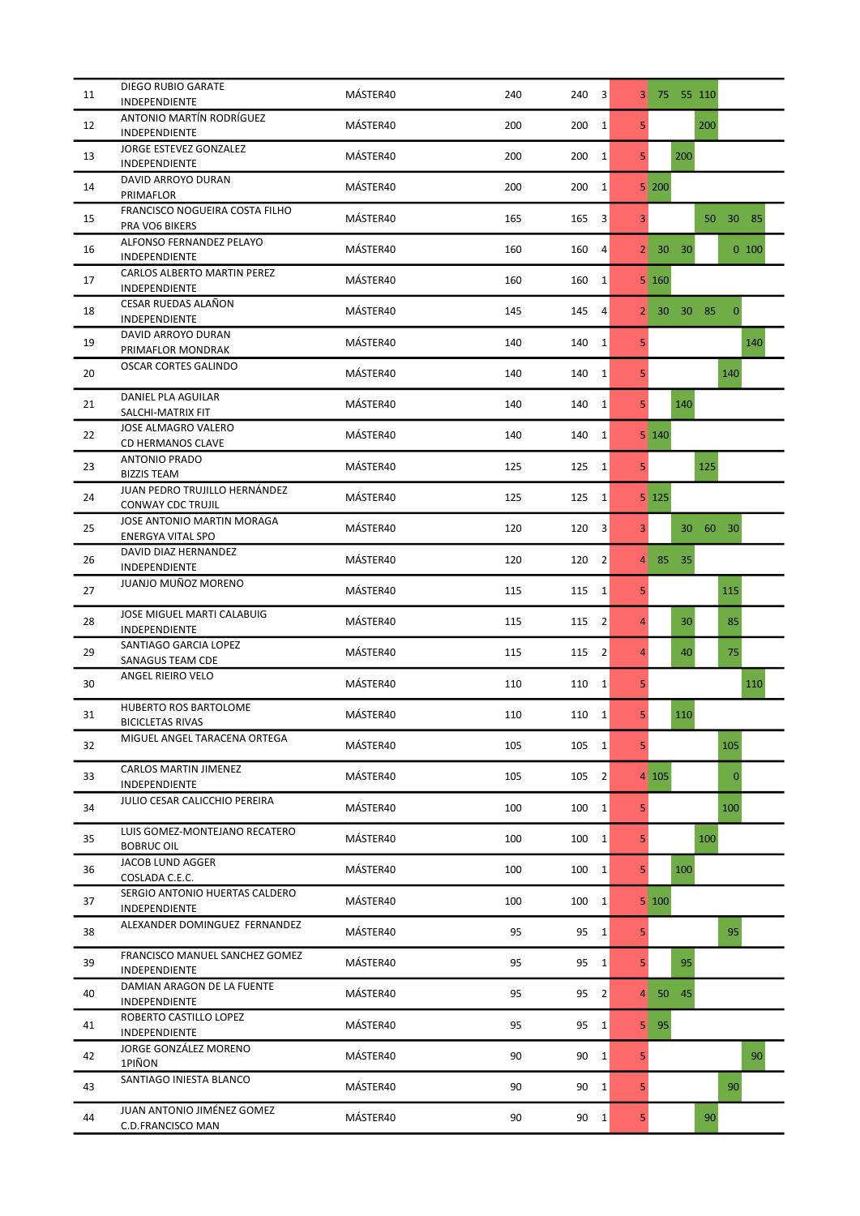| | | | | | | | | | | | |
|---|---|---|---|---|---|---|---|---|---|---|---|
| 11 | DIEGO RUBIO GARATE<br>INDEPENDIENTE | MÁSTER40 | 240 | 240 | 3 | 3 | 75 | 55 | 110 | | |
| 12 | ANTONIO MARTÍN RODRÍGUEZ<br>INDEPENDIENTE | MÁSTER40 | 200 | 200 | 1 | 5 | | | 200 | | |
| 13 | JORGE ESTEVEZ GONZALEZ<br>INDEPENDIENTE | MÁSTER40 | 200 | 200 | 1 | 5 | | 200 | | | |
| 14 | DAVID ARROYO DURAN<br>PRIMAFLOR | MÁSTER40 | 200 | 200 | 1 | 5 | 200 | | | | |
| 15 | FRANCISCO NOGUEIRA COSTA FILHO<br>PRA VO6 BIKERS | MÁSTER40 | 165 | 165 | 3 | 3 | | | 50 | 30 | 85 |
| 16 | ALFONSO FERNANDEZ PELAYO<br>INDEPENDIENTE | MÁSTER40 | 160 | 160 | 4 | 2 | 30 | 30 | | 0 | 100 |
| 17 | CARLOS ALBERTO MARTIN PEREZ<br>INDEPENDIENTE | MÁSTER40 | 160 | 160 | 1 | 5 | 160 | | | | |
| 18 | CESAR RUEDAS ALAÑON<br>INDEPENDIENTE | MÁSTER40 | 145 | 145 | 4 | 2 | 30 | 30 | 85 | 0 | |
| 19 | DAVID ARROYO DURAN<br>PRIMAFLOR MONDRAK | MÁSTER40 | 140 | 140 | 1 | 5 | | | | | 140 |
| 20 | OSCAR CORTES GALINDO | MÁSTER40 | 140 | 140 | 1 | 5 | | | | 140 | |
| 21 | DANIEL PLA AGUILAR<br>SALCHI-MATRIX FIT | MÁSTER40 | 140 | 140 | 1 | 5 | | 140 | | | |
| 22 | JOSE ALMAGRO VALERO<br>CD HERMANOS CLAVE | MÁSTER40 | 140 | 140 | 1 | 5 | 140 | | | | |
| 23 | ANTONIO PRADO<br>BIZZIS TEAM | MÁSTER40 | 125 | 125 | 1 | 5 | | | 125 | | |
| 24 | JUAN PEDRO TRUJILLO HERNÁNDEZ<br>CONWAY CDC TRUJIL | MÁSTER40 | 125 | 125 | 1 | 5 | 125 | | | | |
| 25 | JOSE ANTONIO MARTIN MORAGA<br>ENERGYA VITAL SPO | MÁSTER40 | 120 | 120 | 3 | 3 | | 30 | 60 | 30 | |
| 26 | DAVID DIAZ HERNANDEZ<br>INDEPENDIENTE | MÁSTER40 | 120 | 120 | 2 | 4 | 85 | 35 | | | |
| 27 | JUANJO MUÑOZ MORENO | MÁSTER40 | 115 | 115 | 1 | 5 | | | | 115 | |
| 28 | JOSE MIGUEL MARTI CALABUIG<br>INDEPENDIENTE | MÁSTER40 | 115 | 115 | 2 | 4 | | 30 | | 85 | |
| 29 | SANTIAGO GARCIA LOPEZ<br>SANAGUS TEAM CDE | MÁSTER40 | 115 | 115 | 2 | 4 | | 40 | | 75 | |
| 30 | ANGEL RIEIRO VELO | MÁSTER40 | 110 | 110 | 1 | 5 | | | | | 110 |
| 31 | HUBERTO ROS BARTOLOME<br>BICICLETAS RIVAS | MÁSTER40 | 110 | 110 | 1 | 5 | | 110 | | | |
| 32 | MIGUEL ANGEL TARACENA ORTEGA | MÁSTER40 | 105 | 105 | 1 | 5 | | | | 105 | |
| 33 | CARLOS MARTIN JIMENEZ<br>INDEPENDIENTE | MÁSTER40 | 105 | 105 | 2 | 4 | 105 | | | 0 | |
| 34 | JULIO CESAR CALICCHIO PEREIRA | MÁSTER40 | 100 | 100 | 1 | 5 | | | | 100 | |
| 35 | LUIS GOMEZ-MONTEJANO RECATERO<br>BOBRUC OIL | MÁSTER40 | 100 | 100 | 1 | 5 | | | 100 | | |
| 36 | JACOB LUND AGGER<br>COSLADA C.E.C. | MÁSTER40 | 100 | 100 | 1 | 5 | | 100 | | | |
| 37 | SERGIO ANTONIO HUERTAS CALDERO<br>INDEPENDIENTE | MÁSTER40 | 100 | 100 | 1 | 5 | 100 | | | | |
| 38 | ALEXANDER DOMINGUEZ FERNANDEZ | MÁSTER40 | 95 | 95 | 1 | 5 | | | | 95 | |
| 39 | FRANCISCO MANUEL SANCHEZ GOMEZ<br>INDEPENDIENTE | MÁSTER40 | 95 | 95 | 1 | 5 | | 95 | | | |
| 40 | DAMIAN ARAGON DE LA FUENTE<br>INDEPENDIENTE | MÁSTER40 | 95 | 95 | 2 | 4 | 50 | 45 | | | |
| 41 | ROBERTO CASTILLO LOPEZ<br>INDEPENDIENTE | MÁSTER40 | 95 | 95 | 1 | 5 | 95 | | | | |
| 42 | JORGE GONZÁLEZ MORENO<br>1PIÑON | MÁSTER40 | 90 | 90 | 1 | 5 | | | | | 90 |
| 43 | SANTIAGO INIESTA BLANCO | MÁSTER40 | 90 | 90 | 1 | 5 | | | | 90 | |
| 44 | JUAN ANTONIO JIMÉNEZ GOMEZ<br>C.D.FRANCISCO MAN | MÁSTER40 | 90 | 90 | 1 | 5 | | | 90 | | |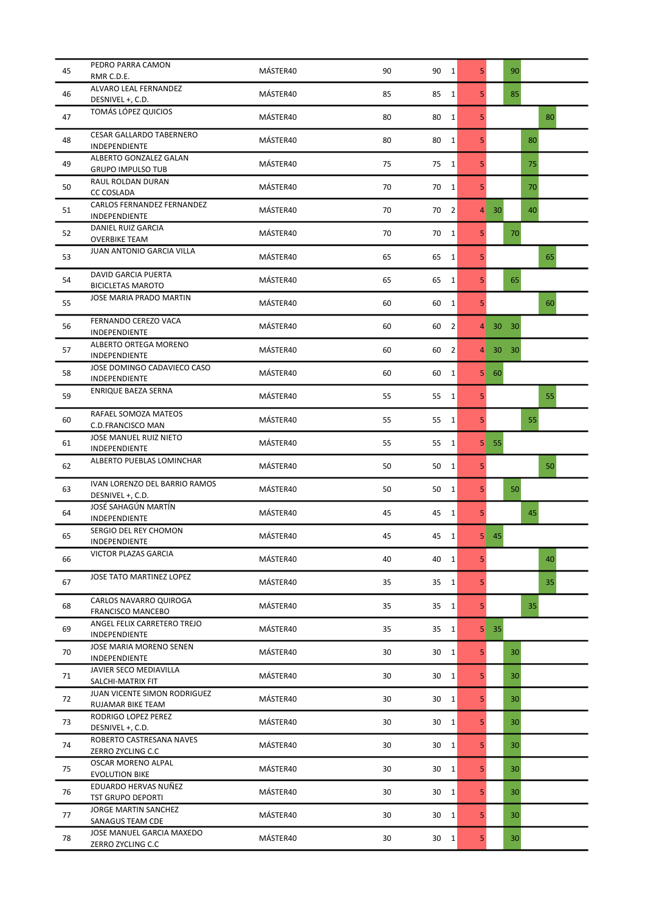| | | | | | | | | | | |
|---|---|---|---|---|---|---|---|---|---|---|
| 45 | PEDRO PARRA CAMON<br>RMR C.D.E. | MÁSTER40 | 90 | 90 | 1 | 5 | | 90 | | |
| 46 | ALVARO LEAL FERNANDEZ<br>DESNIVEL +, C.D. | MÁSTER40 | 85 | 85 | 1 | 5 | | 85 | | |
| 47 | TOMÁS LÓPEZ QUICIOS | MÁSTER40 | 80 | 80 | 1 | 5 | | | | 80 |
| 48 | CESAR GALLARDO TABERNERO<br>INDEPENDIENTE | MÁSTER40 | 80 | 80 | 1 | 5 | | | 80 | |
| 49 | ALBERTO GONZALEZ GALAN<br>GRUPO IMPULSO TUB | MÁSTER40 | 75 | 75 | 1 | 5 | | | 75 | |
| 50 | RAUL ROLDAN DURAN<br>CC COSLADA | MÁSTER40 | 70 | 70 | 1 | 5 | | | 70 | |
| 51 | CARLOS FERNANDEZ FERNANDEZ<br>INDEPENDIENTE | MÁSTER40 | 70 | 70 | 2 | 4 | 30 | | 40 | |
| 52 | DANIEL RUIZ GARCIA<br>OVERBIKE TEAM | MÁSTER40 | 70 | 70 | 1 | 5 | | 70 | | |
| 53 | JUAN ANTONIO GARCIA VILLA | MÁSTER40 | 65 | 65 | 1 | 5 | | | | 65 |
| 54 | DAVID GARCIA PUERTA<br>BICICLETAS MAROTO | MÁSTER40 | 65 | 65 | 1 | 5 | | 65 | | |
| 55 | JOSE MARIA PRADO MARTIN | MÁSTER40 | 60 | 60 | 1 | 5 | | | | 60 |
| 56 | FERNANDO CEREZO VACA<br>INDEPENDIENTE | MÁSTER40 | 60 | 60 | 2 | 4 | 30 | 30 | | |
| 57 | ALBERTO ORTEGA MORENO<br>INDEPENDIENTE | MÁSTER40 | 60 | 60 | 2 | 4 | 30 | 30 | | |
| 58 | JOSE DOMINGO CADAVIECO CASO<br>INDEPENDIENTE | MÁSTER40 | 60 | 60 | 1 | 5 | 60 | | | |
| 59 | ENRIQUE BAEZA SERNA | MÁSTER40 | 55 | 55 | 1 | 5 | | | | 55 |
| 60 | RAFAEL SOMOZA MATEOS<br>C.D.FRANCISCO MAN | MÁSTER40 | 55 | 55 | 1 | 5 | | | 55 | |
| 61 | JOSE MANUEL RUIZ NIETO<br>INDEPENDIENTE | MÁSTER40 | 55 | 55 | 1 | 5 | 55 | | | |
| 62 | ALBERTO PUEBLAS LOMINCHAR | MÁSTER40 | 50 | 50 | 1 | 5 | | | | 50 |
| 63 | IVAN LORENZO DEL BARRIO RAMOS<br>DESNIVEL +, C.D. | MÁSTER40 | 50 | 50 | 1 | 5 | | 50 | | |
| 64 | JOSÉ SAHAGÚN MARTÍN<br>INDEPENDIENTE | MÁSTER40 | 45 | 45 | 1 | 5 | | | 45 | |
| 65 | SERGIO DEL REY CHOMON<br>INDEPENDIENTE | MÁSTER40 | 45 | 45 | 1 | 5 | 45 | | | |
| 66 | VICTOR PLAZAS GARCIA | MÁSTER40 | 40 | 40 | 1 | 5 | | | | 40 |
| 67 | JOSE TATO MARTINEZ LOPEZ | MÁSTER40 | 35 | 35 | 1 | 5 | | | | 35 |
| 68 | CARLOS NAVARRO QUIROGA<br>FRANCISCO MANCEBO | MÁSTER40 | 35 | 35 | 1 | 5 | | | 35 | |
| 69 | ANGEL FELIX CARRETERO TREJO<br>INDEPENDIENTE | MÁSTER40 | 35 | 35 | 1 | 5 | 35 | | | |
| 70 | JOSE MARIA MORENO SENEN<br>INDEPENDIENTE | MÁSTER40 | 30 | 30 | 1 | 5 | | 30 | | |
| 71 | JAVIER SECO MEDIAVILLA<br>SALCHI-MATRIX FIT | MÁSTER40 | 30 | 30 | 1 | 5 | | 30 | | |
| 72 | JUAN VICENTE SIMON RODRIGUEZ<br>RUJAMAR BIKE TEAM | MÁSTER40 | 30 | 30 | 1 | 5 | | 30 | | |
| 73 | RODRIGO LOPEZ PEREZ<br>DESNIVEL +, C.D. | MÁSTER40 | 30 | 30 | 1 | 5 | | 30 | | |
| 74 | ROBERTO CASTRESANA NAVES<br>ZERRO ZYCLING C.C | MÁSTER40 | 30 | 30 | 1 | 5 | | 30 | | |
| 75 | OSCAR MORENO ALPAL<br>EVOLUTION BIKE | MÁSTER40 | 30 | 30 | 1 | 5 | | 30 | | |
| 76 | EDUARDO HERVAS NUÑEZ<br>TST GRUPO DEPORTI | MÁSTER40 | 30 | 30 | 1 | 5 | | 30 | | |
| 77 | JORGE MARTIN SANCHEZ<br>SANAGUS TEAM CDE | MÁSTER40 | 30 | 30 | 1 | 5 | | 30 | | |
| 78 | JOSE MANUEL GARCIA MAXEDO<br>ZERRO ZYCLING C.C | MÁSTER40 | 30 | 30 | 1 | 5 | | 30 | | |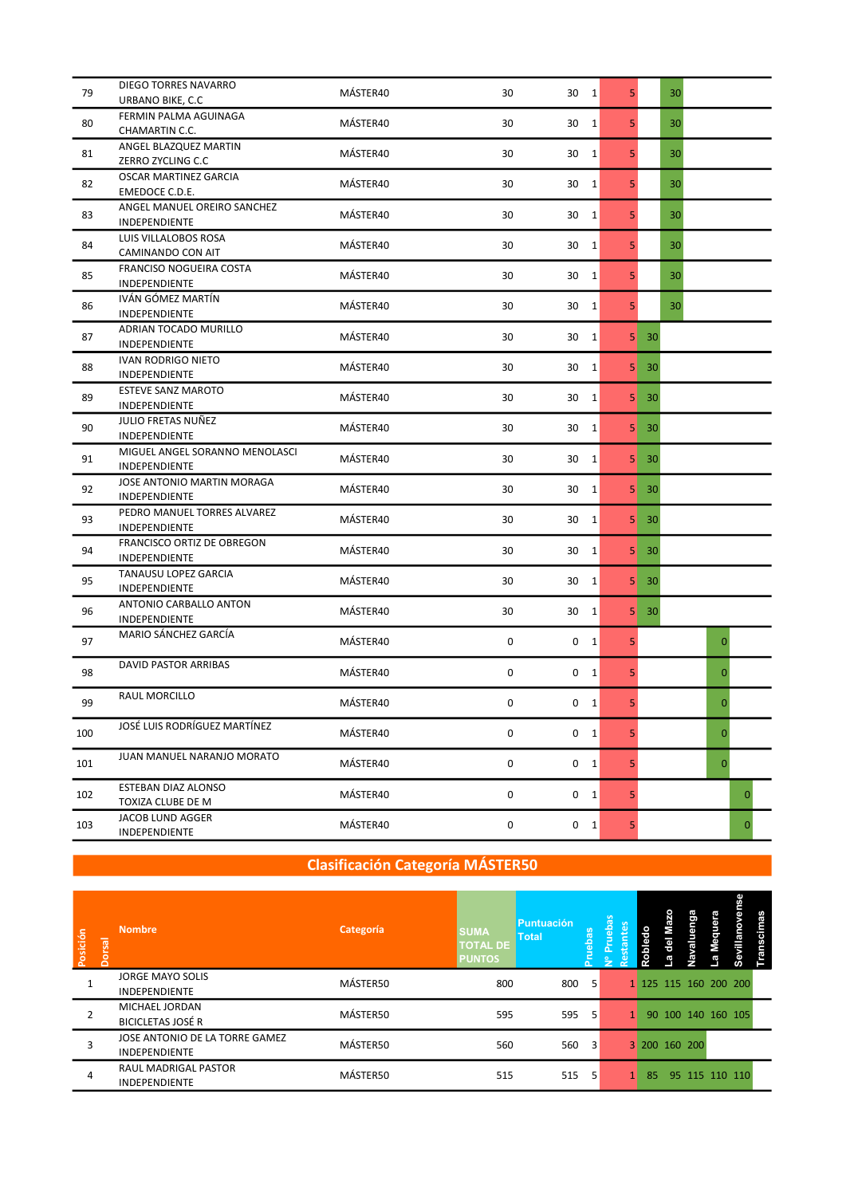| Posición | Dorsal | Nombre | Categoría | SUMA TOTAL DE PUNTOS | Puntuación Total | Pruebas | Nº Pruebas Restantes | Robledo | La del Mazo | Navaluenga | La Mequera | Sevillanovense | Transcimas |
|---|---|---|---|---|---|---|---|---|---|---|---|---|---|
| 79 | | DIEGO TORRES NAVARRO<br>URBANO BIKE, C.C | MÁSTER40 | 30 | 30 | 1 | 5 | | 30 | | | | |
| 80 | | FERMIN PALMA AGUINAGA<br>CHAMARTIN C.C. | MÁSTER40 | 30 | 30 | 1 | 5 | | 30 | | | | |
| 81 | | ANGEL BLAZQUEZ MARTIN<br>ZERRO ZYCLING C.C | MÁSTER40 | 30 | 30 | 1 | 5 | | 30 | | | | |
| 82 | | OSCAR MARTINEZ GARCIA<br>EMEDOCE C.D.E. | MÁSTER40 | 30 | 30 | 1 | 5 | | 30 | | | | |
| 83 | | ANGEL MANUEL OREIRO SANCHEZ<br>INDEPENDIENTE | MÁSTER40 | 30 | 30 | 1 | 5 | | 30 | | | | |
| 84 | | LUIS VILLALOBOS ROSA<br>CAMINANDO CON AIT | MÁSTER40 | 30 | 30 | 1 | 5 | | 30 | | | | |
| 85 | | FRANCISO NOGUEIRA COSTA<br>INDEPENDIENTE | MÁSTER40 | 30 | 30 | 1 | 5 | | 30 | | | | |
| 86 | | IVÁN GÓMEZ MARTÍN<br>INDEPENDIENTE | MÁSTER40 | 30 | 30 | 1 | 5 | | 30 | | | | |
| 87 | | ADRIAN TOCADO MURILLO<br>INDEPENDIENTE | MÁSTER40 | 30 | 30 | 1 | 5 | 30 | | | | | |
| 88 | | IVAN RODRIGO NIETO<br>INDEPENDIENTE | MÁSTER40 | 30 | 30 | 1 | 5 | 30 | | | | | |
| 89 | | ESTEVE SANZ MAROTO<br>INDEPENDIENTE | MÁSTER40 | 30 | 30 | 1 | 5 | 30 | | | | | |
| 90 | | JULIO FRETAS NUÑEZ<br>INDEPENDIENTE | MÁSTER40 | 30 | 30 | 1 | 5 | 30 | | | | | |
| 91 | | MIGUEL ANGEL SORANNO MENOLASCI<br>INDEPENDIENTE | MÁSTER40 | 30 | 30 | 1 | 5 | 30 | | | | | |
| 92 | | JOSE ANTONIO MARTIN MORAGA<br>INDEPENDIENTE | MÁSTER40 | 30 | 30 | 1 | 5 | 30 | | | | | |
| 93 | | PEDRO MANUEL TORRES ALVAREZ<br>INDEPENDIENTE | MÁSTER40 | 30 | 30 | 1 | 5 | 30 | | | | | |
| 94 | | FRANCISCO ORTIZ DE OBREGON<br>INDEPENDIENTE | MÁSTER40 | 30 | 30 | 1 | 5 | 30 | | | | | |
| 95 | | TANAUSU LOPEZ GARCIA<br>INDEPENDIENTE | MÁSTER40 | 30 | 30 | 1 | 5 | 30 | | | | | |
| 96 | | ANTONIO CARBALLO ANTON<br>INDEPENDIENTE | MÁSTER40 | 30 | 30 | 1 | 5 | 30 | | | | | |
| 97 | | MARIO SÁNCHEZ GARCÍA | MÁSTER40 | 0 | 0 | 1 | 5 | | | | 0 | | |
| 98 | | DAVID PASTOR ARRIBAS | MÁSTER40 | 0 | 0 | 1 | 5 | | | | 0 | | |
| 99 | | RAUL MORCILLO | MÁSTER40 | 0 | 0 | 1 | 5 | | | | 0 | | |
| 100 | | JOSÉ LUIS RODRÍGUEZ MARTÍNEZ | MÁSTER40 | 0 | 0 | 1 | 5 | | | | 0 | | |
| 101 | | JUAN MANUEL NARANJO MORATO | MÁSTER40 | 0 | 0 | 1 | 5 | | | | 0 | | |
| 102 | | ESTEBAN DIAZ ALONSO<br>TOXIZA CLUBE DE M | MÁSTER40 | 0 | 0 | 1 | 5 | | | | | 0 | |
| 103 | | JACOB LUND AGGER<br>INDEPENDIENTE | MÁSTER40 | 0 | 0 | 1 | 5 | | | | | 0 | |

## Clasificación Categoría MÁSTER50

| Posición | Dorsal | Nombre | Categoría | SUMA TOTAL DE PUNTOS | Puntuación Total | Pruebas | Nº Pruebas Restantes | Robledo | La del Mazo | Navaluenga | La Mequera | Sevillanovense | Transcimas |
|---|---|---|---|---|---|---|---|---|---|---|---|---|---|
| 1 | | JORGE MAYO SOLIS<br>INDEPENDIENTE | MÁSTER50 | 800 | 800 | 5 | 1 | 125 | 115 | 160 | 200 | 200 | |
| 2 | | MICHAEL JORDAN<br>BICICLETAS JOSÉ R | MÁSTER50 | 595 | 595 | 5 | 1 | 90 | 100 | 140 | 160 | 105 | |
| 3 | | JOSE ANTONIO DE LA TORRE GAMEZ<br>INDEPENDIENTE | MÁSTER50 | 560 | 560 | 3 | 3 | 200 | 160 | 200 | | | |
| 4 | | RAUL MADRIGAL PASTOR<br>INDEPENDIENTE | MÁSTER50 | 515 | 515 | 5 | 1 | 85 | 95 | 115 | 110 | 110 | |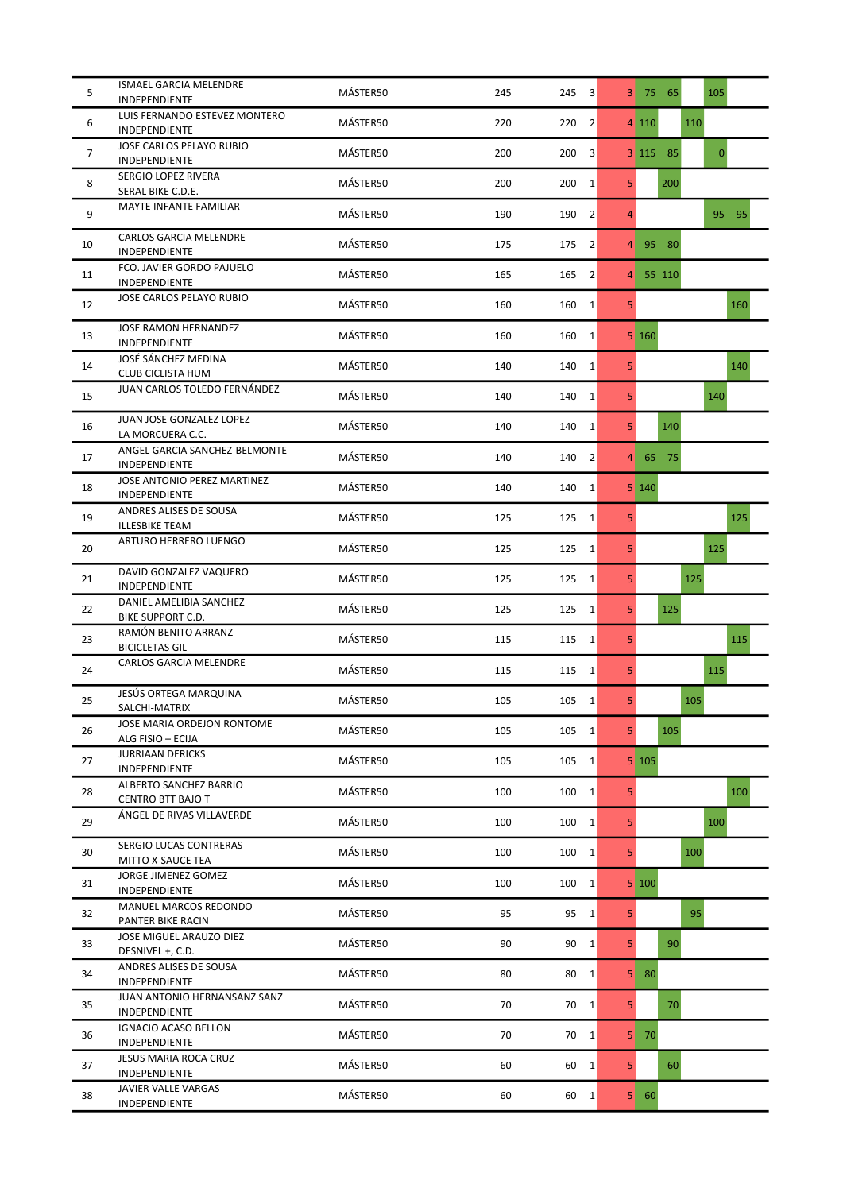| | | | | | | | | | | | |
|---|---|---|---|---|---|---|---|---|---|---|---|
| 5 | ISMAEL GARCIA MELENDRE<br>INDEPENDIENTE | MÁSTER50 | 245 | 245 | 3 | 3 | 75 | 65 | | 105 | |
| 6 | LUIS FERNANDO ESTEVEZ MONTERO<br>INDEPENDIENTE | MÁSTER50 | 220 | 220 | 2 | 4 | 110 | | 110 | | |
| 7 | JOSE CARLOS PELAYO RUBIO<br>INDEPENDIENTE | MÁSTER50 | 200 | 200 | 3 | 3 | 115 | 85 | | 0 | |
| 8 | SERGIO LOPEZ RIVERA<br>SERAL BIKE C.D.E. | MÁSTER50 | 200 | 200 | 1 | 5 | | 200 | | | |
| 9 | MAYTE INFANTE FAMILIAR | MÁSTER50 | 190 | 190 | 2 | 4 | | | | 95 | 95 |
| 10 | CARLOS GARCIA MELENDRE<br>INDEPENDIENTE | MÁSTER50 | 175 | 175 | 2 | 4 | 95 | 80 | | | |
| 11 | FCO. JAVIER GORDO PAJUELO<br>INDEPENDIENTE | MÁSTER50 | 165 | 165 | 2 | 4 | 55 | 110 | | | |
| 12 | JOSE CARLOS PELAYO RUBIO | MÁSTER50 | 160 | 160 | 1 | 5 | | | | | 160 |
| 13 | JOSE RAMON HERNANDEZ<br>INDEPENDIENTE | MÁSTER50 | 160 | 160 | 1 | 5 | 160 | | | | |
| 14 | JOSÉ SÁNCHEZ MEDINA<br>CLUB CICLISTA HUM | MÁSTER50 | 140 | 140 | 1 | 5 | | | | | 140 |
| 15 | JUAN CARLOS TOLEDO FERNÁNDEZ | MÁSTER50 | 140 | 140 | 1 | 5 | | | | 140 | |
| 16 | JUAN JOSE GONZALEZ LOPEZ<br>LA MORCUERA C.C. | MÁSTER50 | 140 | 140 | 1 | 5 | | 140 | | | |
| 17 | ANGEL GARCIA SANCHEZ-BELMONTE<br>INDEPENDIENTE | MÁSTER50 | 140 | 140 | 2 | 4 | 65 | 75 | | | |
| 18 | JOSE ANTONIO PEREZ MARTINEZ<br>INDEPENDIENTE | MÁSTER50 | 140 | 140 | 1 | 5 | 140 | | | | |
| 19 | ANDRES ALISES DE SOUSA<br>ILLESBIKE TEAM | MÁSTER50 | 125 | 125 | 1 | 5 | | | | | 125 |
| 20 | ARTURO HERRERO LUENGO | MÁSTER50 | 125 | 125 | 1 | 5 | | | | 125 | |
| 21 | DAVID GONZALEZ VAQUERO<br>INDEPENDIENTE | MÁSTER50 | 125 | 125 | 1 | 5 | | | 125 | | |
| 22 | DANIEL AMELIBIA SANCHEZ<br>BIKE SUPPORT C.D. | MÁSTER50 | 125 | 125 | 1 | 5 | | 125 | | | |
| 23 | RAMÓN BENITO ARRANZ<br>BICICLETAS GIL | MÁSTER50 | 115 | 115 | 1 | 5 | | | | | 115 |
| 24 | CARLOS GARCIA MELENDRE | MÁSTER50 | 115 | 115 | 1 | 5 | | | | 115 | |
| 25 | JESÚS ORTEGA MARQUINA<br>SALCHI-MATRIX | MÁSTER50 | 105 | 105 | 1 | 5 | | | 105 | | |
| 26 | JOSE MARIA ORDEJON RONTOME<br>ALG FISIO – ECIJA | MÁSTER50 | 105 | 105 | 1 | 5 | | 105 | | | |
| 27 | JURRIAAN DERICKS<br>INDEPENDIENTE | MÁSTER50 | 105 | 105 | 1 | 5 | 105 | | | | |
| 28 | ALBERTO SANCHEZ BARRIO<br>CENTRO BTT BAJO T | MÁSTER50 | 100 | 100 | 1 | 5 | | | | | 100 |
| 29 | ÁNGEL DE RIVAS VILLAVERDE | MÁSTER50 | 100 | 100 | 1 | 5 | | | | 100 | |
| 30 | SERGIO LUCAS CONTRERAS<br>MITTO X-SAUCE TEA | MÁSTER50 | 100 | 100 | 1 | 5 | | | 100 | | |
| 31 | JORGE JIMENEZ GOMEZ<br>INDEPENDIENTE | MÁSTER50 | 100 | 100 | 1 | 5 | 100 | | | | |
| 32 | MANUEL MARCOS REDONDO<br>PANTER BIKE RACIN | MÁSTER50 | 95 | 95 | 1 | 5 | | | 95 | | |
| 33 | JOSE MIGUEL ARAUZO DIEZ<br>DESNIVEL +, C.D. | MÁSTER50 | 90 | 90 | 1 | 5 | | 90 | | | |
| 34 | ANDRES ALISES DE SOUSA<br>INDEPENDIENTE | MÁSTER50 | 80 | 80 | 1 | 5 | 80 | | | | |
| 35 | JUAN ANTONIO HERNANSANZ SANZ<br>INDEPENDIENTE | MÁSTER50 | 70 | 70 | 1 | 5 | | 70 | | | |
| 36 | IGNACIO ACASO BELLON<br>INDEPENDIENTE | MÁSTER50 | 70 | 70 | 1 | 5 | 70 | | | | |
| 37 | JESUS MARIA ROCA CRUZ<br>INDEPENDIENTE | MÁSTER50 | 60 | 60 | 1 | 5 | | 60 | | | |
| 38 | JAVIER VALLE VARGAS<br>INDEPENDIENTE | MÁSTER50 | 60 | 60 | 1 | 5 | 60 | | | | |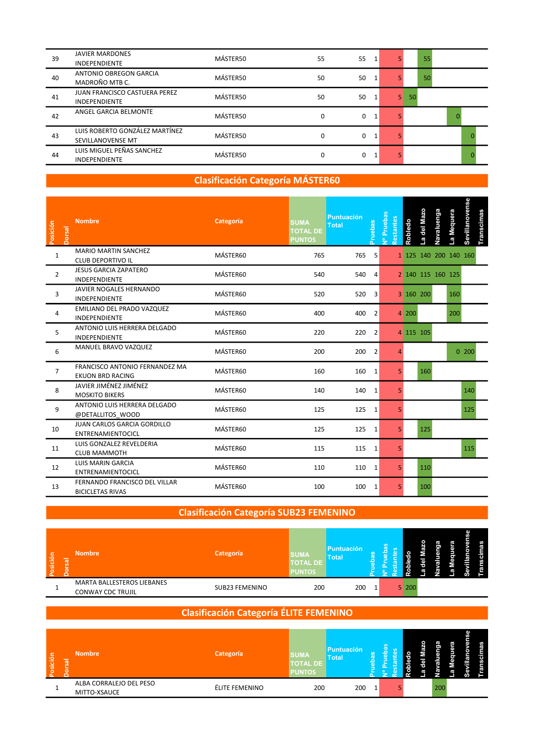| Posición | Dorsal | Nombre | Categoría | SUMA TOTAL DE PUNTOS | Puntuación Total | Pruebas | Nº Pruebas Restantes | Robledo | La del Mazo | Navaluenga | La Mequera | Sevillanovense | Transcimas |
|---|---|---|---|---|---|---|---|---|---|---|---|---|---|
| 39 | | JAVIER MARDONES<br>INDEPENDIENTE | MÁSTER50 | 55 | 55 | 1 | 5 | | 55 | | | | |
| 40 | | ANTONIO OBREGON GARCIA<br>MADROÑO MTB C. | MÁSTER50 | 50 | 50 | 1 | 5 | | 50 | | | | |
| 41 | | JUAN FRANCISCO CASTUERA PEREZ<br>INDEPENDIENTE | MÁSTER50 | 50 | 50 | 1 | 5 | 50 | | | | | |
| 42 | | ANGEL GARCIA BELMONTE | MÁSTER50 | 0 | 0 | 1 | 5 | | | | 0 | | |
| 43 | | LUIS ROBERTO GONZÁLEZ MARTÍNEZ<br>SEVILLANOVENSE MT | MÁSTER50 | 0 | 0 | 1 | 5 | | | | | 0 | |
| 44 | | LUIS MIGUEL PEÑAS SANCHEZ<br>INDEPENDIENTE | MÁSTER50 | 0 | 0 | 1 | 5 | | | | | 0 | |

## Clasificación Categoría MÁSTER60

| Posición | Dorsal | Nombre | Categoría | SUMA TOTAL DE PUNTOS | Puntuación Total | Pruebas | Nº Pruebas Restantes | Robledo | La del Mazo | Navaluenga | La Mequera | Sevillanovense | Transcimas |
|---|---|---|---|---|---|---|---|---|---|---|---|---|---|
| 1 | | MARIO MARTIN SANCHEZ<br>CLUB DEPORTIVO IL | MÁSTER60 | 765 | 765 | 5 | 1 | 125 | 140 | 200 | 140 | 160 | |
| 2 | | JESUS GARCIA ZAPATERO<br>INDEPENDIENTE | MÁSTER60 | 540 | 540 | 4 | 2 | 140 | 115 | 160 | 125 | | |
| 3 | | JAVIER NOGALES HERNANDO<br>INDEPENDIENTE | MÁSTER60 | 520 | 520 | 3 | 3 | 160 | 200 | | 160 | | |
| 4 | | EMILIANO DEL PRADO VAZQUEZ<br>INDEPENDIENTE | MÁSTER60 | 400 | 400 | 2 | 4 | 200 | | | 200 | | |
| 5 | | ANTONIO LUIS HERRERA DELGADO<br>INDEPENDIENTE | MÁSTER60 | 220 | 220 | 2 | 4 | 115 | 105 | | | | |
| 6 | | MANUEL BRAVO VAZQUEZ | MÁSTER60 | 200 | 200 | 2 | 4 | | | | 0 | 200 | |
| 7 | | FRANCISCO ANTONIO FERNANDEZ MA<br>EKUON BRD RACING | MÁSTER60 | 160 | 160 | 1 | 5 | | 160 | | | | |
| 8 | | JAVIER JIMÉNEZ JIMÉNEZ<br>MOSKITO BIKERS | MÁSTER60 | 140 | 140 | 1 | 5 | | | | | 140 | |
| 9 | | ANTONIO LUIS HERRERA DELGADO<br>@DETALLITOS_WOOD | MÁSTER60 | 125 | 125 | 1 | 5 | | | | | 125 | |
| 10 | | JUAN CARLOS GARCIA GORDILLO<br>ENTRENAMIENTOCICL | MÁSTER60 | 125 | 125 | 1 | 5 | | 125 | | | | |
| 11 | | LUIS GONZALEZ REVELDERIA<br>CLUB MAMMOTH | MÁSTER60 | 115 | 115 | 1 | 5 | | | | | 115 | |
| 12 | | LUIS MARIN GARCIA<br>ENTRENAMIENTOCICL | MÁSTER60 | 110 | 110 | 1 | 5 | | 110 | | | | |
| 13 | | FERNANDO FRANCISCO DEL VILLAR<br>BICICLETAS RIVAS | MÁSTER60 | 100 | 100 | 1 | 5 | | 100 | | | | |

## Clasificación Categoría SUB23 FEMENINO

| Posición | Dorsal | Nombre | Categoría | SUMA TOTAL DE PUNTOS | Puntuación Total | Pruebas | Nº Pruebas Restantes | Robledo | La del Mazo | Navaluenga | La Mequera | Sevillanovense | Transcimas |
|---|---|---|---|---|---|---|---|---|---|---|---|---|---|
| 1 | | MARTA BALLESTEROS LIEBANES<br>CONWAY CDC TRUJIL | SUB23 FEMENINO | 200 | 200 | 1 | 5 | 200 | | | | | |

## Clasificación Categoría ÉLITE FEMENINO

| Posición | Dorsal | Nombre | Categoría | SUMA TOTAL DE PUNTOS | Puntuación Total | Pruebas | Nº Pruebas Restantes | Robledo | La del Mazo | Navaluenga | La Mequera | Sevillanovense | Transcimas |
|---|---|---|---|---|---|---|---|---|---|---|---|---|---|
| 1 | | ALBA CORRALEJO DEL PESO<br>MITTO-XSAUCE | ÉLITE FEMENINO | 200 | 200 | 1 | 5 | | | 200 | | | |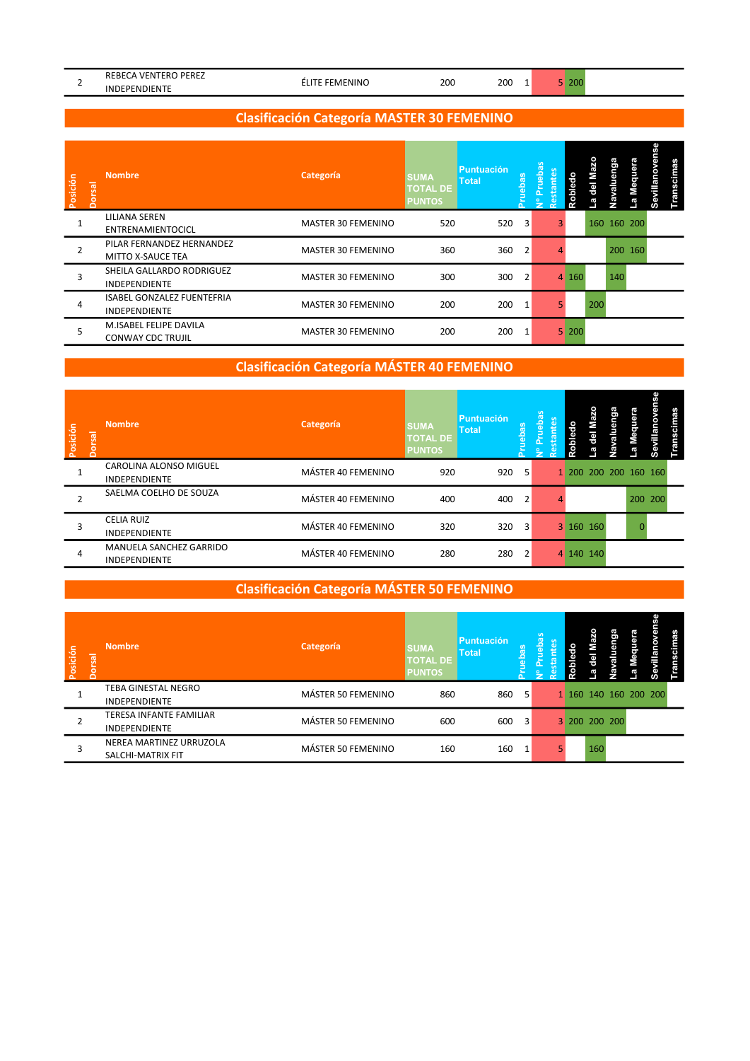| | | | | | | | | | | | | | |
|---|---|---|---|---|---|---|---|---|---|---|---|---|---|
| 2 | | REBECA VENTERO PEREZ<br>INDEPENDIENTE | ÉLITE FEMENINO | 200 | 200 | 1 | 5 | 200 | | | | | |

## Clasificación Categoría MASTER 30 FEMENINO

| Posición | Dorsal | Nombre | Categoría | SUMA TOTAL DE PUNTOS | Puntuación Total | Pruebas | Nº Pruebas Restantes | Robledo | La del Mazo | Navaluenga | La Mequera | Sevillanovense | Transcimas |
|---|---|---|---|---|---|---|---|---|---|---|---|---|---|
| 1 | | LILIANA SEREN<br>ENTRENAMIENTOCICL | MASTER 30 FEMENINO | 520 | 520 | 3 | 3 | | 160 | 160 | 200 | | |
| 2 | | PILAR FERNANDEZ HERNANDEZ<br>MITTO X-SAUCE TEA | MASTER 30 FEMENINO | 360 | 360 | 2 | 4 | | | 200 | 160 | | |
| 3 | | SHEILA GALLARDO RODRIGUEZ<br>INDEPENDIENTE | MASTER 30 FEMENINO | 300 | 300 | 2 | 4 | 160 | | 140 | | | |
| 4 | | ISABEL GONZALEZ FUENTEFRIA<br>INDEPENDIENTE | MASTER 30 FEMENINO | 200 | 200 | 1 | 5 | | 200 | | | | |
| 5 | | M.ISABEL FELIPE DAVILA<br>CONWAY CDC TRUJIL | MASTER 30 FEMENINO | 200 | 200 | 1 | 5 | 200 | | | | | |

## Clasificación Categoría MÁSTER 40 FEMENINO

| Posición | Dorsal | Nombre | Categoría | SUMA TOTAL DE PUNTOS | Puntuación Total | Pruebas | Nº Pruebas Restantes | Robledo | La del Mazo | Navaluenga | La Mequera | Sevillanovense | Transcimas |
|---|---|---|---|---|---|---|---|---|---|---|---|---|---|
| 1 | | CAROLINA ALONSO MIGUEL<br>INDEPENDIENTE | MÁSTER 40 FEMENINO | 920 | 920 | 5 | 1 | 200 | 200 | 200 | 160 | 160 | |
| 2 | | SAELMA COELHO DE SOUZA | MÁSTER 40 FEMENINO | 400 | 400 | 2 | 4 | | | | 200 | 200 | |
| 3 | | CELIA RUIZ<br>INDEPENDIENTE | MÁSTER 40 FEMENINO | 320 | 320 | 3 | 3 | 160 | 160 | | 0 | | |
| 4 | | MANUELA SANCHEZ GARRIDO<br>INDEPENDIENTE | MÁSTER 40 FEMENINO | 280 | 280 | 2 | 4 | 140 | 140 | | | | |

## Clasificación Categoría MÁSTER 50 FEMENINO

| Posición | Dorsal | Nombre | Categoría | SUMA TOTAL DE PUNTOS | Puntuación Total | Pruebas | Nº Pruebas Restantes | Robledo | La del Mazo | Navaluenga | La Mequera | Sevillanovense | Transcimas |
|---|---|---|---|---|---|---|---|---|---|---|---|---|---|
| 1 | | TEBA GINESTAL NEGRO<br>INDEPENDIENTE | MÁSTER 50 FEMENINO | 860 | 860 | 5 | 1 | 160 | 140 | 160 | 200 | 200 | |
| 2 | | TERESA INFANTE FAMILIAR<br>INDEPENDIENTE | MÁSTER 50 FEMENINO | 600 | 600 | 3 | 3 | 200 | 200 | 200 | | | |
| 3 | | NEREA MARTINEZ URRUZOLA<br>SALCHI-MATRIX FIT | MÁSTER 50 FEMENINO | 160 | 160 | 1 | 5 | | 160 | | | | |